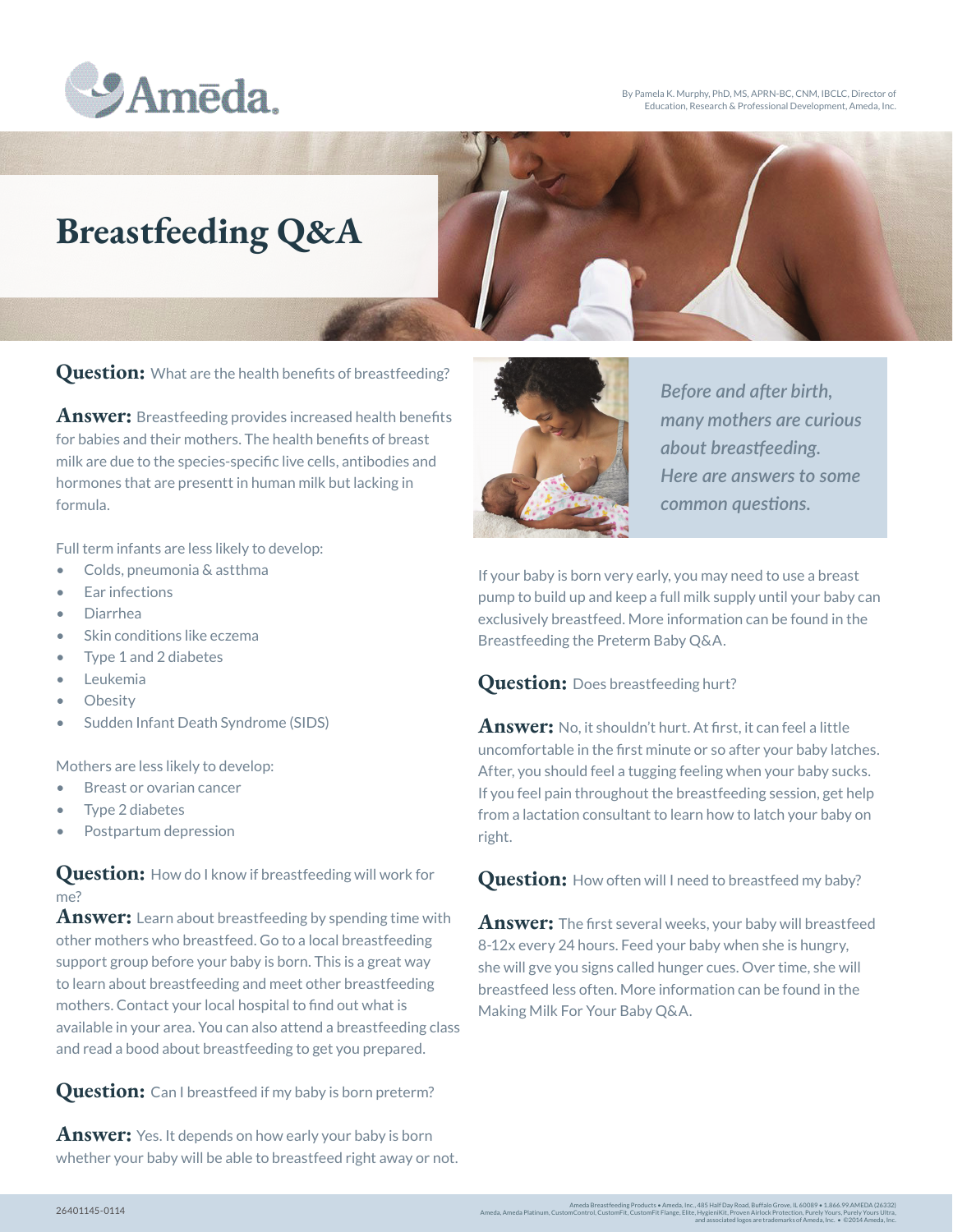By Pamela K. Murphy, PhD, MS, APRN-BC, CNM, IBCLC, Director of Education, Research & Professional Development, Ameda, Inc.

# Breastfeeding Q&A

*Before and after birth, many mothers are curious about breastfeeding. Here are answers to some common questions.*

**Question:** What are the health benefits of breastfeeding?

**Answer:** Breastfeeding provides increased health benefits for babies and their mothers. The health benefits of breast milk are due to the species-specific live cells, antibodies and hormones that are presentt in human milk but lacking in formula.

Full term infants are less likely to develop:

- Colds, pneumonia & astthma
- Ear infections
- Diarrhea
- Skin conditions like eczema
- Type 1 and 2 diabetes
- Leukemia
- Obesity
- Sudden Infant Death Syndrome (SIDS)

Mothers are less likely to develop:

- Breast or ovarian cancer
- Type 2 diabetes
- Postpartum depression

**Question:** How do I know if breastfeeding will work for me?

**Answer:** Learn about breastfeeding by spending time with other mothers who breastfeed. Go to a local breastfeeding support group before your baby is born. This is a great way to learn about breastfeeding and meet other breastfeeding mothers. Contact your local hospital to find out what is available in your area. You can also attend a breastfeeding class and read a bood about breastfeeding to get you prepared.

**Question:** Can I breastfeed if my baby is born preterm?

**Answer:** Yes. It depends on how early your baby is born whether your baby will be able to breastfeed right away or not. If your baby is born very early, you may need to use a breast pump to build up and keep a full milk supply until your baby can exclusively breastfeed. More information can be found in the Breastfeeding the Preterm Baby Q&A.

**Question:** Does breastfeeding hurt?

**Answer:** No, it shouldn't hurt. At first, it can feel a little uncomfortable in the first minute or so after your baby latches. After, you should feel a tugging feeling when your baby sucks. If you feel pain throughout the breastfeeding session, get help from a lactation consultant to learn how to latch your baby on right.

**Question:** How often will I need to breastfeed my baby?

**Answer:** The first several weeks, your baby will breastfeed 8-12x every 24 hours. Feed your baby when she is hungry, she will gve you signs called hunger cues. Over time, she will breastfeed less often. More information can be found in the Making Milk For Your Baby Q&A.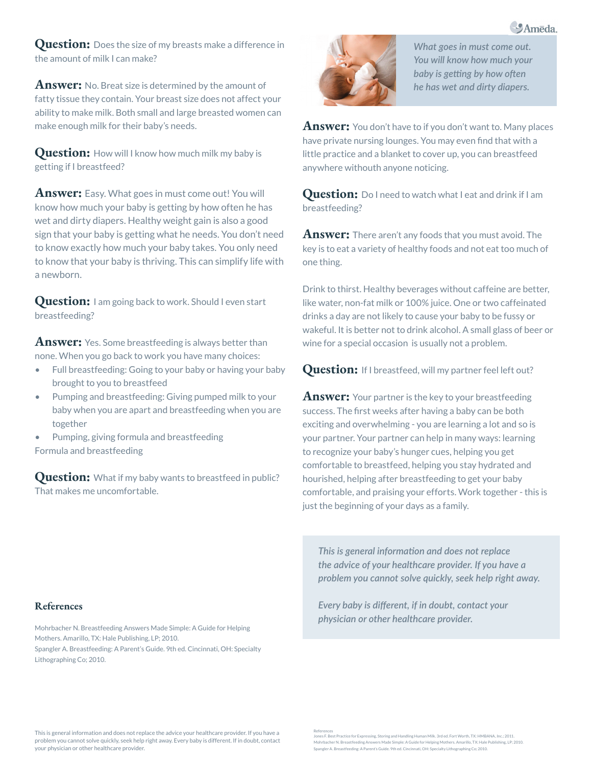**Question:** Does the size of my breasts make a difference in the amount of milk I can make?

**Answer:** No. Breat size is determined by the amount of fatty tissue they contain. Your breast size does not affect your ability to make milk. Both small and large breasted women can make enough milk for their baby's needs.

**Question:** How will I know how much milk my baby is getting if I breastfeed?

**Answer:** Easy. What goes in must come out! You will know how much your baby is getting by how often he has wet and dirty diapers. Healthy weight gain is also a good sign that your baby is getting what he needs. You don't need to know exactly how much your baby takes. You only need to know that your baby is thriving. This can simplify life with a newborn.

**Question:** I am going back to work. Should I even start breastfeeding?

**Answer:** Yes. Some breastfeeding is always better than none. When you go back to work you have many choices:

- Full breastfeeding: Going to your baby or having your baby brought to you to breastfeed
- Pumping and breastfeeding: Giving pumped milk to your baby when you are apart and breastfeeding when you are together
- Pumping, giving formula and breastfeeding

Formula and breastfeeding

**Question:** What if my baby wants to breastfeed in public? That makes me uncomfortable.

*What goes in must come out. You will know how much your baby is getting by how often he has wet and dirty diapers.*

**Answer:** You don't have to if you don't want to. Many places have private nursing lounges. You may even find that with a little practice and a blanket to cover up, you can breastfeed anywhere withouth anyone noticing.

**Question:** Do I need to watch what I eat and drink if I am breastfeeding?

**Answer:** There aren't any foods that you must avoid. The key is to eat a variety of healthy foods and not eat too much of one thing.

Drink to thirst. Healthy beverages without caffeine are better, like water, non-fat milk or 100% juice. One or two caffeinated drinks a day are not likely to cause your baby to be fussy or wakeful. It is better not to drink alcohol. A small glass of beer or wine for a special occasion is usually not a problem.

**Question:** If I breastfeed, will my partner feel left out?

**Answer:** Your partner is the key to your breastfeeding success. The first weeks after having a baby can be both exciting and overwhelming - you are learning a lot and so is your partner. Your partner can help in many ways: learning to recognize your baby's hunger cues, helping you get comfortable to breastfeed, helping you stay hydrated and hourished, helping after breastfeeding to get your baby comfortable, and praising your efforts. Work together - this is just the beginning of your days as a family.

*This is general information and does not replace the advice of your healthcare provider. If you have a problem you cannot solve quickly, seek help right away.*

*Every baby is different, if in doubt, contact your physician or other healthcare provider.*

## References

Mohrbacher N. Breastfeeding Answers Made Simple: A Guide for Helping Mothers. Amarillo, TX: Hale Publishing, LP; 2010.
Spangler A. Breastfeeding: A Parent's Guide. 9th ed. Cincinnati, OH: Specialty Lithographing Co; 2010.